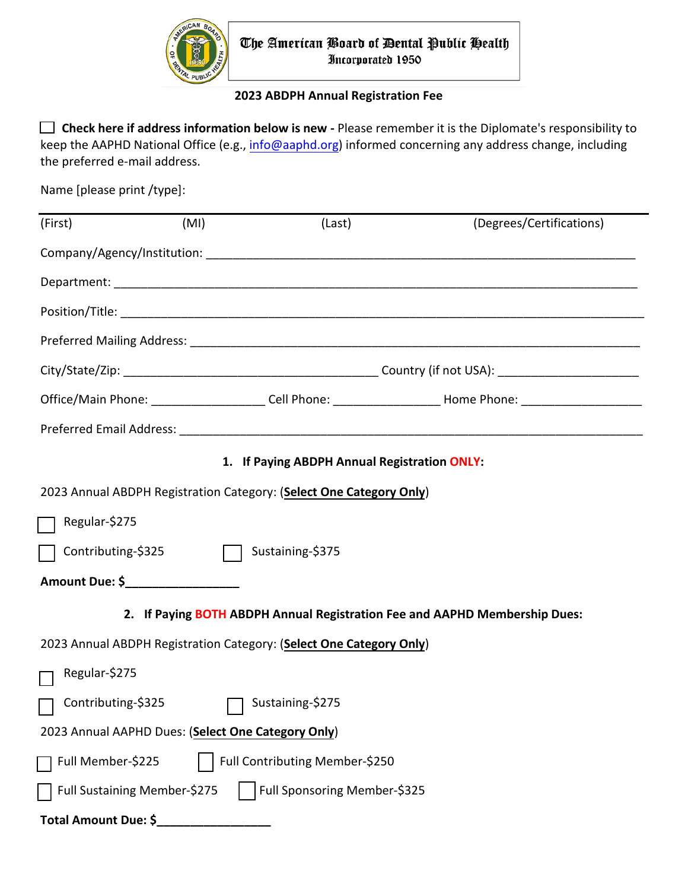**The American Board of Dental Public Health**
**Incorporated 1950**

**2023 ABDPH Annual Registration Fee**

☐ **Check here if address information below is new -** Please remember it is the Diplomate's responsibility to keep the AAPHD National Office (e.g., info@aaphd.org) informed concerning any address change, including the preferred e-mail address.

Name [please print /type]:

(First) (MI) (Last) (Degrees/Certifications)

Company/Agency/Institution: ____________________________________________________________

Department: ______________________________________________________________________

Position/Title: _____________________________________________________________________

Preferred Mailing Address: _____________________________________________________________

City/State/Zip: ____________________________________ Country (if not USA): __________________

Office/Main Phone: _______________ Cell Phone: ______________ Home Phone: ________________

Preferred Email Address: _______________________________________________________________

**1. If Paying ABDPH Annual Registration ONLY:**

2023 Annual ABDPH Registration Category: (**Select One Category Only**)

☐ Regular-$275

☐ Contributing-$325 ☐ Sustaining-$375

**Amount Due: $_______________**

**2. If Paying BOTH ABDPH Annual Registration Fee and AAPHD Membership Dues:**

2023 Annual ABDPH Registration Category: (**Select One Category Only**)

☐ Regular-$275

☐ Contributing-$325 ☐ Sustaining-$275

2023 Annual AAPHD Dues: (**Select One Category Only**)

☐ Full Member-$225 ☐ Full Contributing Member-$250

☐ Full Sustaining Member-$275 ☐ Full Sponsoring Member-$325

**Total Amount Due: $_______________**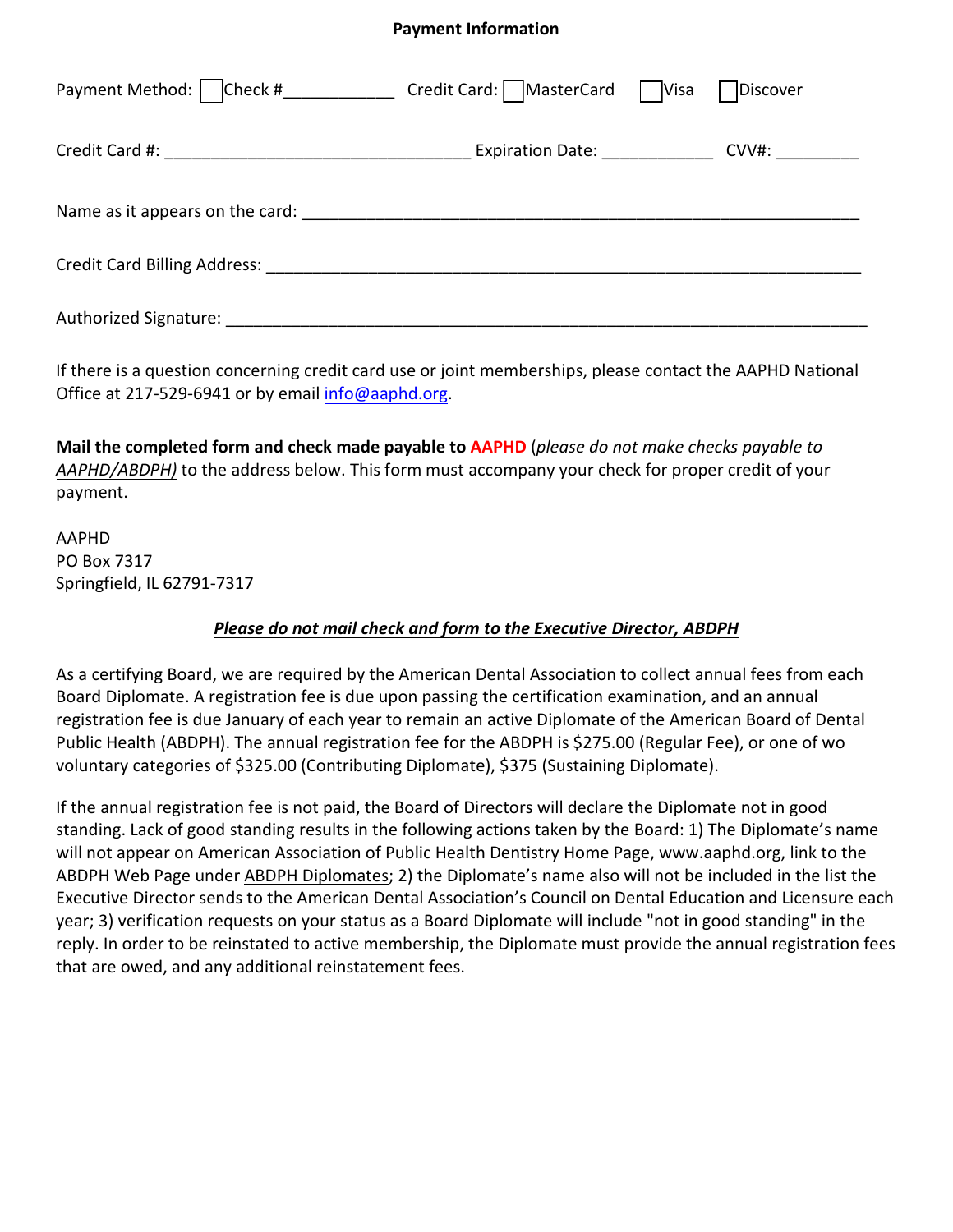**Payment Information**

Payment Method: ☐ Check #____________ Credit Card: ☐ MasterCard ☐ Visa ☐ Discover

Credit Card #: _________________________________ Expiration Date: ____________ CVV#: _________

Name as it appears on the card: ____________________________________________________________

Credit Card Billing Address: _______________________________________________________________

Authorized Signature: _____________________________________________________________________

If there is a question concerning credit card use or joint memberships, please contact the AAPHD National Office at 217-529-6941 or by email info@aaphd.org.

**Mail the completed form and check made payable to AAPHD** (*please do not make checks payable to AAPHD/ABDPH)* to the address below. This form must accompany your check for proper credit of your payment.

AAPHD
PO Box 7317
Springfield, IL 62791-7317

***Please do not mail check and form to the Executive Director, ABDPH***

As a certifying Board, we are required by the American Dental Association to collect annual fees from each Board Diplomate. A registration fee is due upon passing the certification examination, and an annual registration fee is due January of each year to remain an active Diplomate of the American Board of Dental Public Health (ABDPH). The annual registration fee for the ABDPH is $275.00 (Regular Fee), or one of wo voluntary categories of $325.00 (Contributing Diplomate), $375 (Sustaining Diplomate).

If the annual registration fee is not paid, the Board of Directors will declare the Diplomate not in good standing. Lack of good standing results in the following actions taken by the Board: 1) The Diplomate's name will not appear on American Association of Public Health Dentistry Home Page, www.aaphd.org, link to the ABDPH Web Page under ABDPH Diplomates; 2) the Diplomate's name also will not be included in the list the Executive Director sends to the American Dental Association's Council on Dental Education and Licensure each year; 3) verification requests on your status as a Board Diplomate will include "not in good standing" in the reply. In order to be reinstated to active membership, the Diplomate must provide the annual registration fees that are owed, and any additional reinstatement fees.